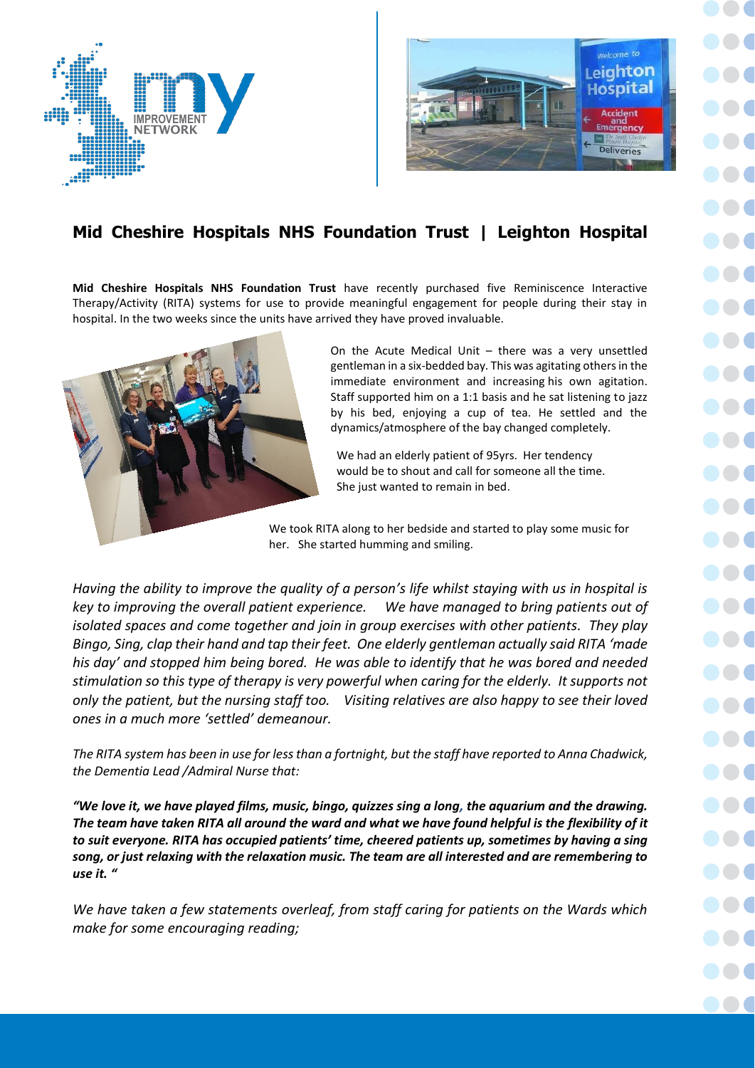## Mid Cheshire Hospitals NHS Foundation Trust | Leighton Hospital

**Mid Cheshire Hospitals NHS Foundation Trust** have recently purchased five Reminiscence Interactive Therapy/Activity (RITA) systems for use to provide meaningful engagement for people during their stay in hospital. In the two weeks since the units have arrived they have proved invaluable.

On the Acute Medical Unit – there was a very unsettled gentleman in a six-bedded bay. This was agitating others in the immediate environment and increasing his own agitation. Staff supported him on a 1:1 basis and he sat listening to jazz by his bed, enjoying a cup of tea. He settled and the dynamics/atmosphere of the bay changed completely.

We had an elderly patient of 95yrs. Her tendency would be to shout and call for someone all the time. She just wanted to remain in bed.

We took RITA along to her bedside and started to play some music for her. She started humming and smiling.

*Having the ability to improve the quality of a person's life whilst staying with us in hospital is key to improving the overall patient experience. We have managed to bring patients out of isolated spaces and come together and join in group exercises with other patients. They play Bingo, Sing, clap their hand and tap their feet. One elderly gentleman actually said RITA 'made his day' and stopped him being bored. He was able to identify that he was bored and needed stimulation so this type of therapy is very powerful when caring for the elderly. It supports not only the patient, but the nursing staff too. Visiting relatives are also happy to see their loved ones in a much more 'settled' demeanour.*

*The RITA system has been in use for less than a fortnight, but the staff have reported to Anna Chadwick, the Dementia Lead /Admiral Nurse that:*

***"We love it, we have played films, music, bingo, quizzes sing a long, the aquarium and the drawing. The team have taken RITA all around the ward and what we have found helpful is the flexibility of it to suit everyone. RITA has occupied patients' time, cheered patients up, sometimes by having a sing song, or just relaxing with the relaxation music. The team are all interested and are remembering to use it. "***

*We have taken a few statements overleaf, from staff caring for patients on the Wards which make for some encouraging reading;*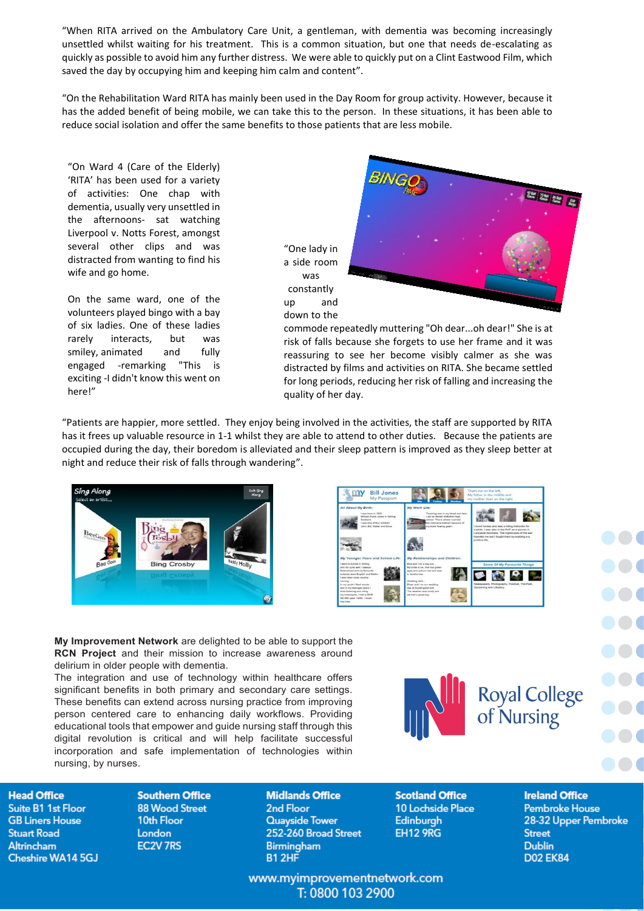"When RITA arrived on the Ambulatory Care Unit, a gentleman, with dementia was becoming increasingly unsettled whilst waiting for his treatment. This is a common situation, but one that needs de-escalating as quickly as possible to avoid him any further distress. We were able to quickly put on a Clint Eastwood Film, which saved the day by occupying him and keeping him calm and content".

"On the Rehabilitation Ward RITA has mainly been used in the Day Room for group activity. However, because it has the added benefit of being mobile, we can take this to the person. In these situations, it has been able to reduce social isolation and offer the same benefits to those patients that are less mobile.

"On Ward 4 (Care of the Elderly) 'RITA' has been used for a variety of activities: One chap with dementia, usually very unsettled in the afternoons- sat watching Liverpool v. Notts Forest, amongst several other clips and was distracted from wanting to find his wife and go home.

On the same ward, one of the volunteers played bingo with a bay of six ladies. One of the ladies rarely interacts, but was smiley, animated and fully engaged -remarking "This is exciting -I didn't know this went on here!"

"One lady in a side room was constantly up and down to the commode repeatedly muttering "Oh dear...oh dear!" She is at risk of falls because she forgets to use her frame and it was reassuring to see her become visibly calmer as she was distracted by films and activities on RITA. She became settled for long periods, reducing her risk of falling and increasing the quality of her day.

"Patients are happier, more settled. They enjoy being involved in the activities, the staff are supported by RITA has it frees up valuable resource in 1-1 whilst they are able to attend to other duties. Because the patients are occupied during the day, their boredom is alleviated and their sleep pattern is improved as they sleep better at night and reduce their risk of falls through wandering".

**My Improvement Network** are delighted to be able to support the **RCN Project** and their mission to increase awareness around delirium in older people with dementia.

The integration and use of technology within healthcare offers significant benefits in both primary and secondary care settings. These benefits can extend across nursing practice from improving person centered care to enhancing daily workflows. Providing educational tools that empower and guide nursing staff through this digital revolution is critical and will help facilitate successful incorporation and safe implementation of technologies within nursing, by nurses.

Royal College of Nursing

**Head Office**
Suite B1 1st Floor
GB Liners House
Stuart Road
Altrincham
Cheshire WA14 5GJ

**Southern Office**
88 Wood Street
10th Floor
London
EC2V 7RS

**Midlands Office**
2nd Floor
Quayside Tower
252-260 Broad Street
Birmingham
B1 2HF

**Scotland Office**
10 Lochside Place
Edinburgh
EH12 9RG

**Ireland Office**
Pembroke House
28-32 Upper Pembroke Street
Dublin
D02 EK84

www.myimprovementnetwork.com
T: 0800 103 2900